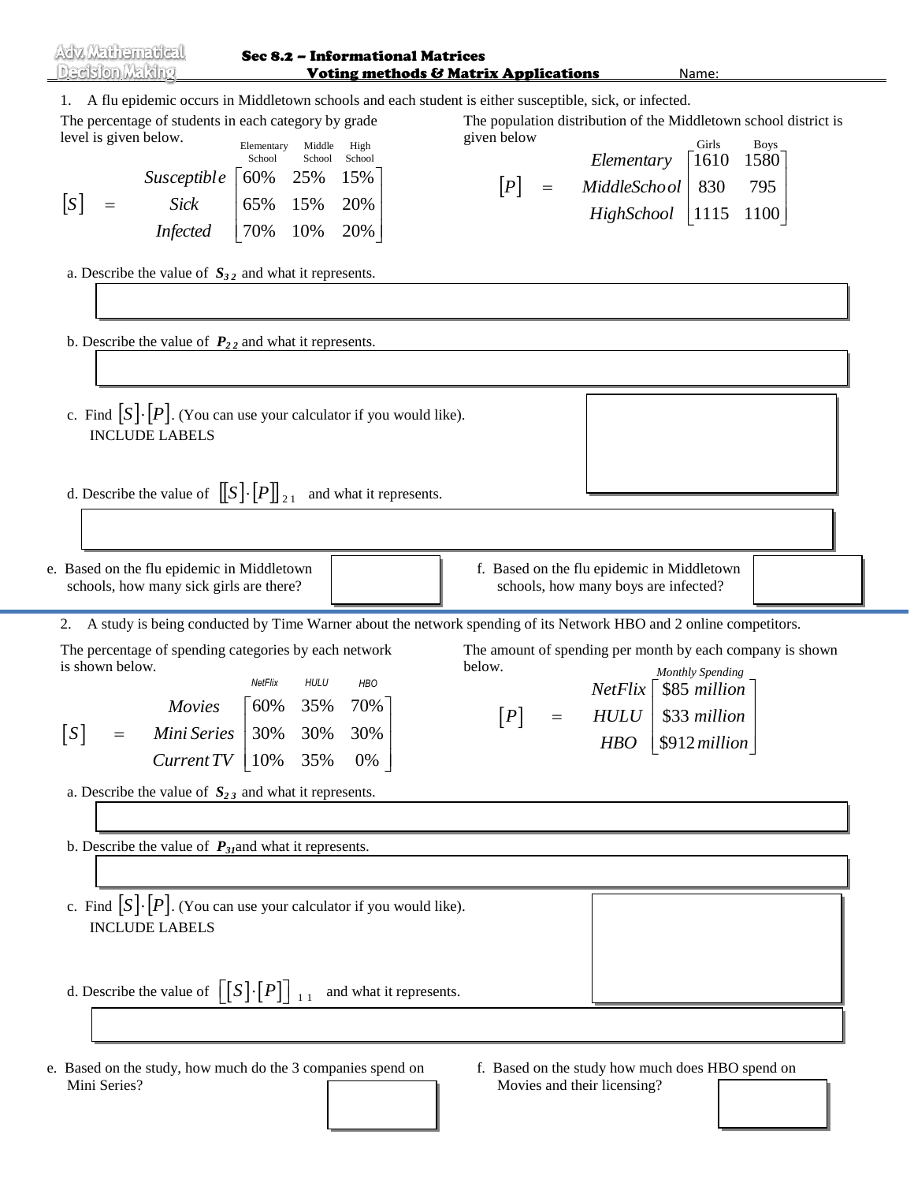Adv. Mathematical Decision Making

## Sec 8.2 – Informational Matrices
## Voting methods & Matrix Applications

Name:

1. A flu epidemic occurs in Middletown schools and each student is either susceptible, sick, or infected.

The percentage of students in each category by grade level is given below.

$$[S] = \begin{array}{r} \\ Susceptible \\ Sick \\ Infected \end{array} \begin{array}{ccc} \text{Elementary School} & \text{Middle School} & \text{High School} \\ \end{array} \begin{bmatrix} 60\% & 25\% & 15\% \\ 65\% & 15\% & 20\% \\ 70\% & 10\% & 20\% \end{bmatrix}$$

The population distribution of the Middletown school district is given below

$$[P] = \begin{array}{r} Elementary \\ MiddleSchool \\ HighSchool \end{array} \overset{\begin{array}{cc} \text{Girls} & \text{Boys} \end{array}}{\begin{bmatrix} 1610 & 1580 \\ 830 & 795 \\ 1115 & 1100 \end{bmatrix}}$$

a. Describe the value of $S_{3\,2}$ and what it represents.

b. Describe the value of $P_{2\,2}$ and what it represents.

c. Find $[S]\cdot[P]$. (You can use your calculator if you would like).
INCLUDE LABELS

d. Describe the value of $[[S]\cdot[P]]_{2\,1}$ and what it represents.

e. Based on the flu epidemic in Middletown schools, how many sick girls are there?

f. Based on the flu epidemic in Middletown schools, how many boys are infected?

2. A study is being conducted by Time Warner about the network spending of its Network HBO and 2 online competitors.

The percentage of spending categories by each network is shown below.

$$[S] = \begin{array}{r} Movies \\ Mini\,Series \\ Current\,TV \end{array} \overset{\begin{array}{ccc} \text{NetFlix} & \text{HULU} & \text{HBO} \end{array}}{\begin{bmatrix} 60\% & 35\% & 70\% \\ 30\% & 30\% & 30\% \\ 10\% & 35\% & 0\% \end{bmatrix}}$$

The amount of spending per month by each company is shown below.

$$[P] = \begin{array}{r} NetFlix \\ HULU \\ HBO \end{array} \overset{\text{Monthly Spending}}{\begin{bmatrix} \$85\ million \\ \$33\ million \\ \$912\ million \end{bmatrix}}$$

a. Describe the value of $S_{2\,3}$ and what it represents.

b. Describe the value of $P_{31}$ and what it represents.

c. Find $[S]\cdot[P]$. (You can use your calculator if you would like).
INCLUDE LABELS

d. Describe the value of $[[S]\cdot[P]]_{1\,1}$ and what it represents.

e. Based on the study, how much do the 3 companies spend on Mini Series?

f. Based on the study how much does HBO spend on Movies and their licensing?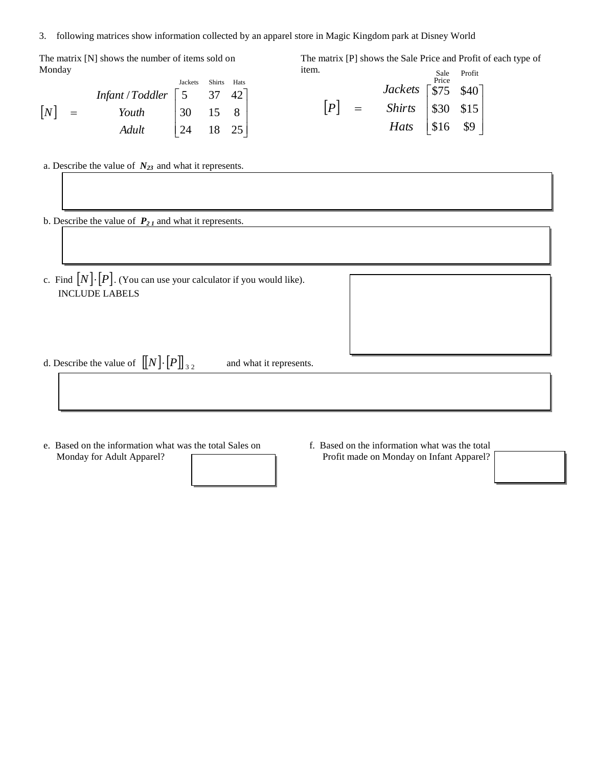3. following matrices show information collected by an apparel store in Magic Kingdom park at Disney World

The matrix [N] shows the number of items sold on Monday

$$[N] = \begin{array}{r} \\ Infant/Toddler \\ Youth \\ Adult \end{array} \begin{array}{c} \text{Jackets} \quad \text{Shirts} \quad \text{Hats} \\ \begin{bmatrix} 5 & 37 & 42 \\ 30 & 15 & 8 \\ 24 & 18 & 25 \end{bmatrix} \end{array}$$

The matrix [P] shows the Sale Price and Profit of each type of item.

$$[P] = \begin{array}{r} \\ Jackets \\ Shirts \\ Hats \end{array} \begin{array}{c} \text{Sale Price} \quad \text{Profit} \\ \begin{bmatrix} \$75 & \$40 \\ \$30 & \$15 \\ \$16 & \$9 \end{bmatrix} \end{array}$$

a. Describe the value of $N_{23}$ and what it represents.

b. Describe the value of $P_{21}$ and what it represents.

c. Find $[N]\cdot[P]$. (You can use your calculator if you would like).
INCLUDE LABELS

d. Describe the value of $[[N]\cdot[P]]_{32}$ and what it represents.

e. Based on the information what was the total Sales on Monday for Adult Apparel?

f. Based on the information what was the total Profit made on Monday on Infant Apparel?